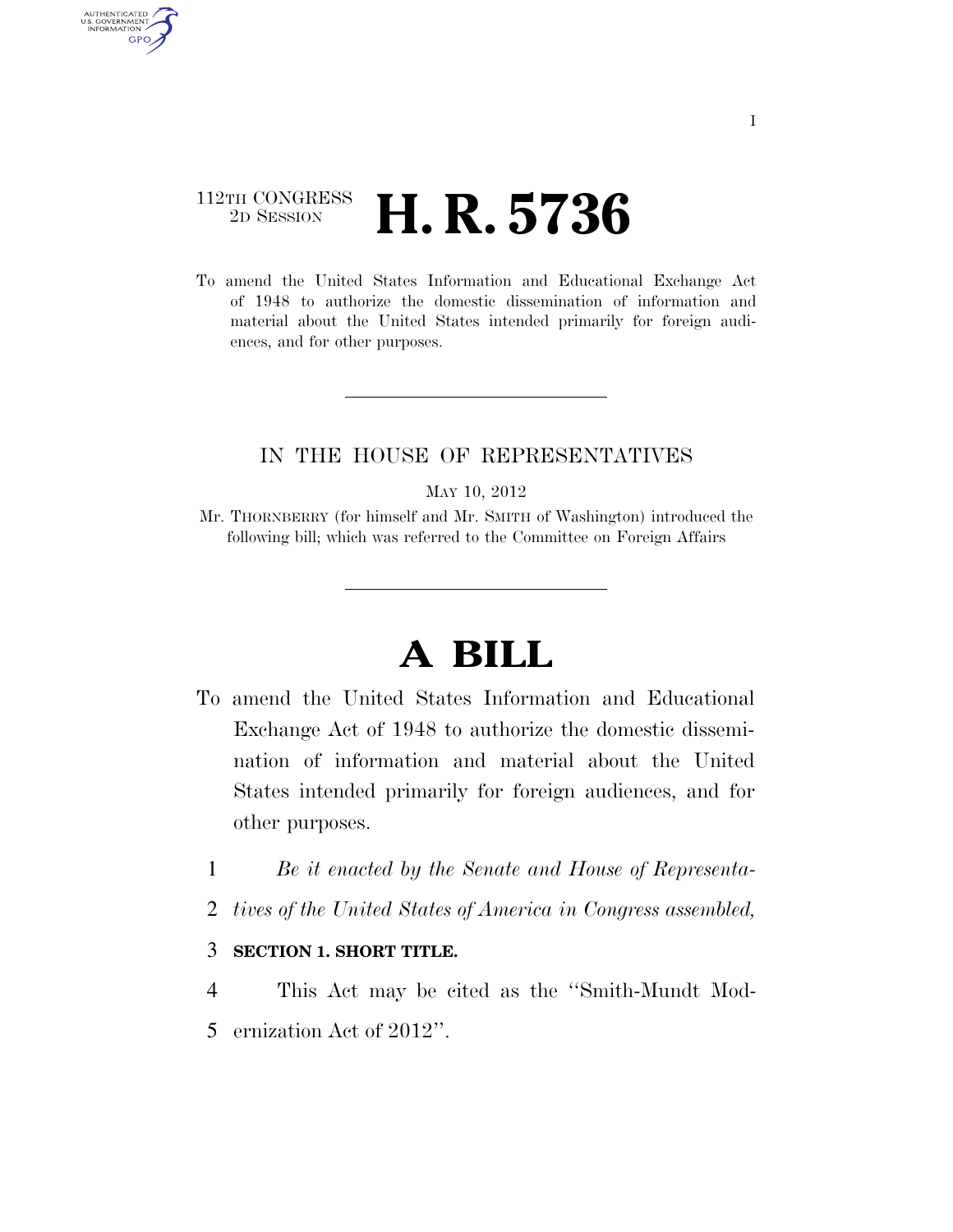112TH CONGRESS
2D SESSION

# H. R. 5736

To amend the United States Information and Educational Exchange Act of 1948 to authorize the domestic dissemination of information and material about the United States intended primarily for foreign audiences, and for other purposes.

IN THE HOUSE OF REPRESENTATIVES

MAY 10, 2012

Mr. THORNBERRY (for himself and Mr. SMITH of Washington) introduced the following bill; which was referred to the Committee on Foreign Affairs

# A BILL

To amend the United States Information and Educational Exchange Act of 1948 to authorize the domestic dissemination of information and material about the United States intended primarily for foreign audiences, and for other purposes.

1 *Be it enacted by the Senate and House of Representa-*
2 *tives of the United States of America in Congress assembled,*

3 **SECTION 1. SHORT TITLE.**

4 This Act may be cited as the ''Smith-Mundt Mod-
5 ernization Act of 2012''.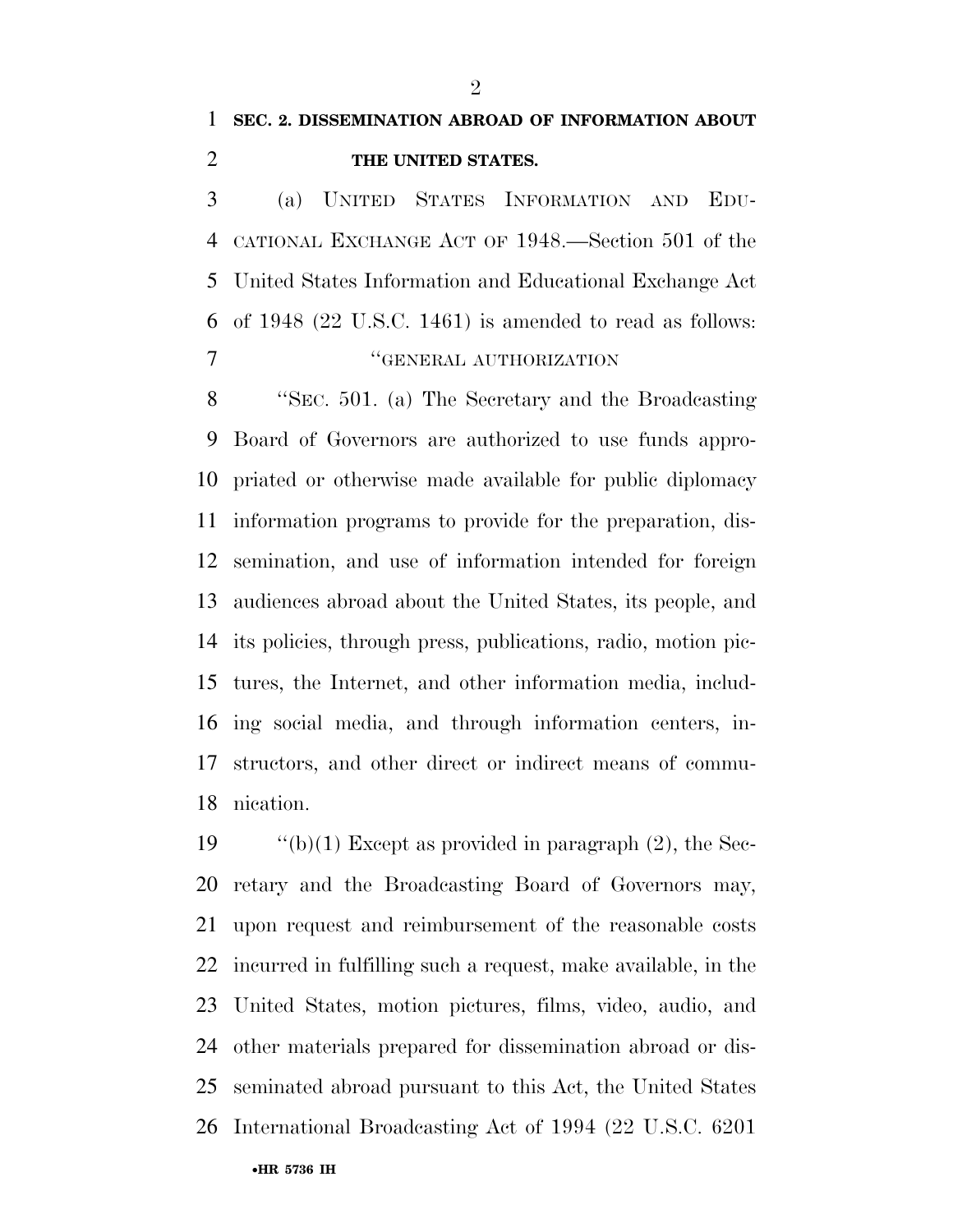**SEC. 2. DISSEMINATION ABROAD OF INFORMATION ABOUT THE UNITED STATES.**

(a) UNITED STATES INFORMATION AND EDUCATIONAL EXCHANGE ACT OF 1948.—Section 501 of the United States Information and Educational Exchange Act of 1948 (22 U.S.C. 1461) is amended to read as follows:

"GENERAL AUTHORIZATION

"SEC. 501. (a) The Secretary and the Broadcasting Board of Governors are authorized to use funds appropriated or otherwise made available for public diplomacy information programs to provide for the preparation, dissemination, and use of information intended for foreign audiences abroad about the United States, its people, and its policies, through press, publications, radio, motion pictures, the Internet, and other information media, including social media, and through information centers, instructors, and other direct or indirect means of communication.

"(b)(1) Except as provided in paragraph (2), the Secretary and the Broadcasting Board of Governors may, upon request and reimbursement of the reasonable costs incurred in fulfilling such a request, make available, in the United States, motion pictures, films, video, audio, and other materials prepared for dissemination abroad or disseminated abroad pursuant to this Act, the United States International Broadcasting Act of 1994 (22 U.S.C. 6201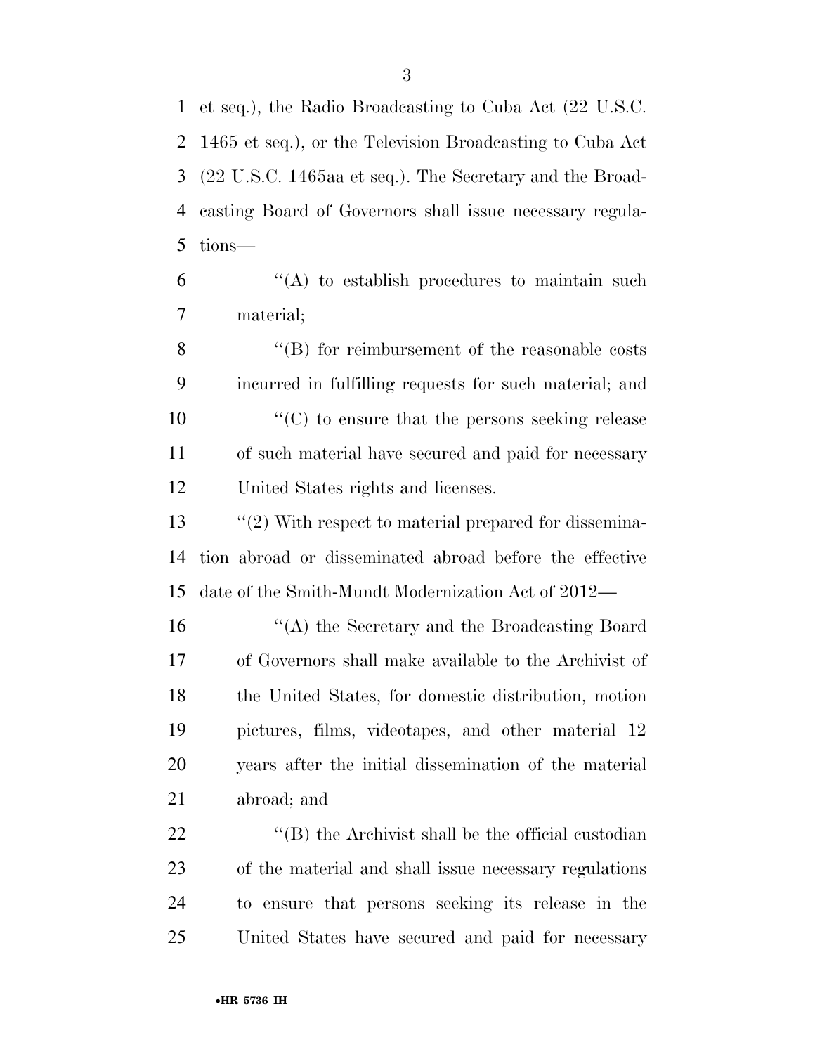et seq.), the Radio Broadcasting to Cuba Act (22 U.S.C. 1465 et seq.), or the Television Broadcasting to Cuba Act (22 U.S.C. 1465aa et seq.). The Secretary and the Broadcasting Board of Governors shall issue necessary regulations—

''(A) to establish procedures to maintain such material;

''(B) for reimbursement of the reasonable costs incurred in fulfilling requests for such material; and

''(C) to ensure that the persons seeking release of such material have secured and paid for necessary United States rights and licenses.

''(2) With respect to material prepared for dissemination abroad or disseminated abroad before the effective date of the Smith-Mundt Modernization Act of 2012—

''(A) the Secretary and the Broadcasting Board of Governors shall make available to the Archivist of the United States, for domestic distribution, motion pictures, films, videotapes, and other material 12 years after the initial dissemination of the material abroad; and

''(B) the Archivist shall be the official custodian of the material and shall issue necessary regulations to ensure that persons seeking its release in the United States have secured and paid for necessary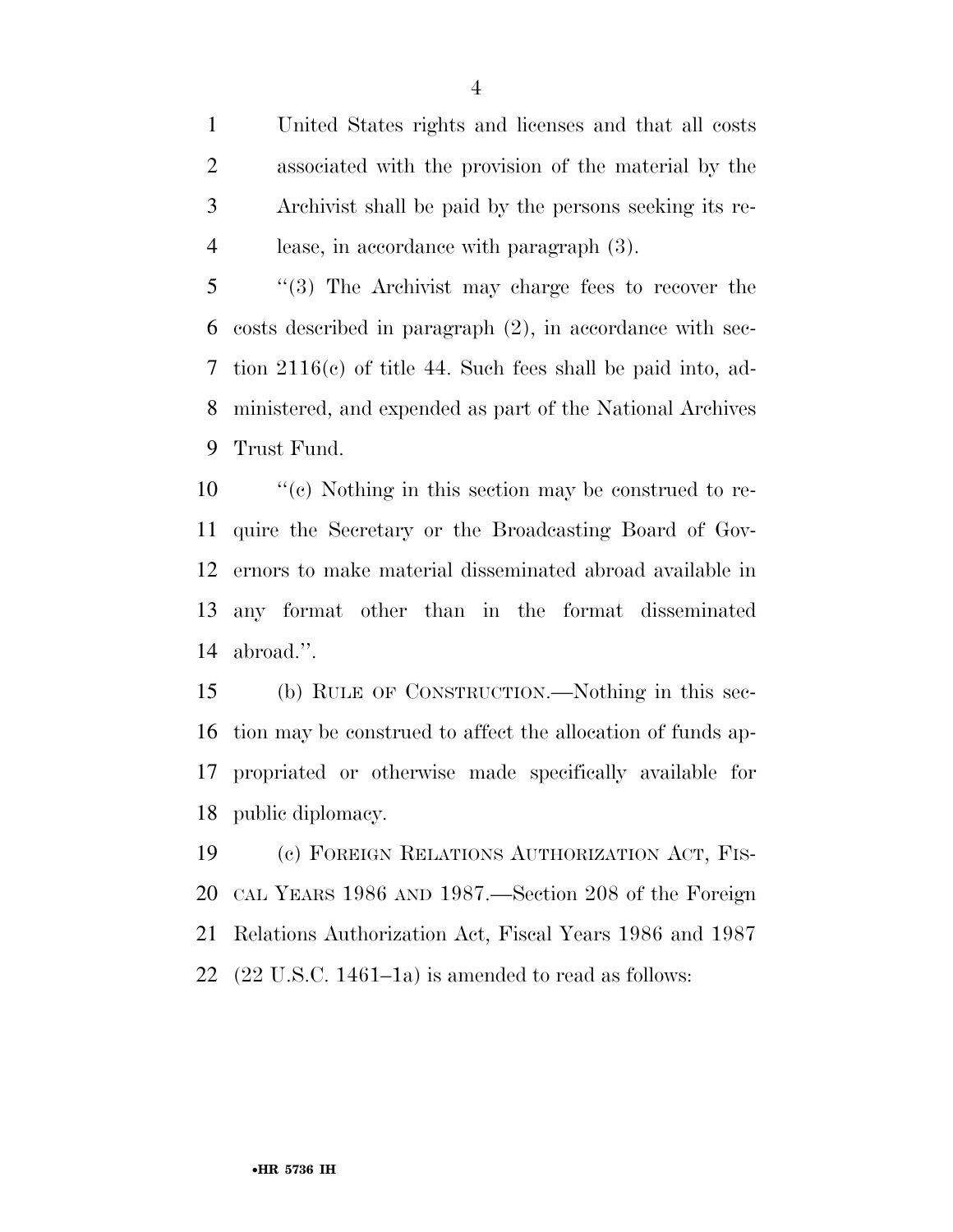United States rights and licenses and that all costs associated with the provision of the material by the Archivist shall be paid by the persons seeking its release, in accordance with paragraph (3).

''(3) The Archivist may charge fees to recover the costs described in paragraph (2), in accordance with section 2116(c) of title 44. Such fees shall be paid into, administered, and expended as part of the National Archives Trust Fund.

''(c) Nothing in this section may be construed to require the Secretary or the Broadcasting Board of Governors to make material disseminated abroad available in any format other than in the format disseminated abroad.''.

(b) RULE OF CONSTRUCTION.—Nothing in this section may be construed to affect the allocation of funds appropriated or otherwise made specifically available for public diplomacy.

(c) FOREIGN RELATIONS AUTHORIZATION ACT, FISCAL YEARS 1986 AND 1987.—Section 208 of the Foreign Relations Authorization Act, Fiscal Years 1986 and 1987 (22 U.S.C. 1461–1a) is amended to read as follows: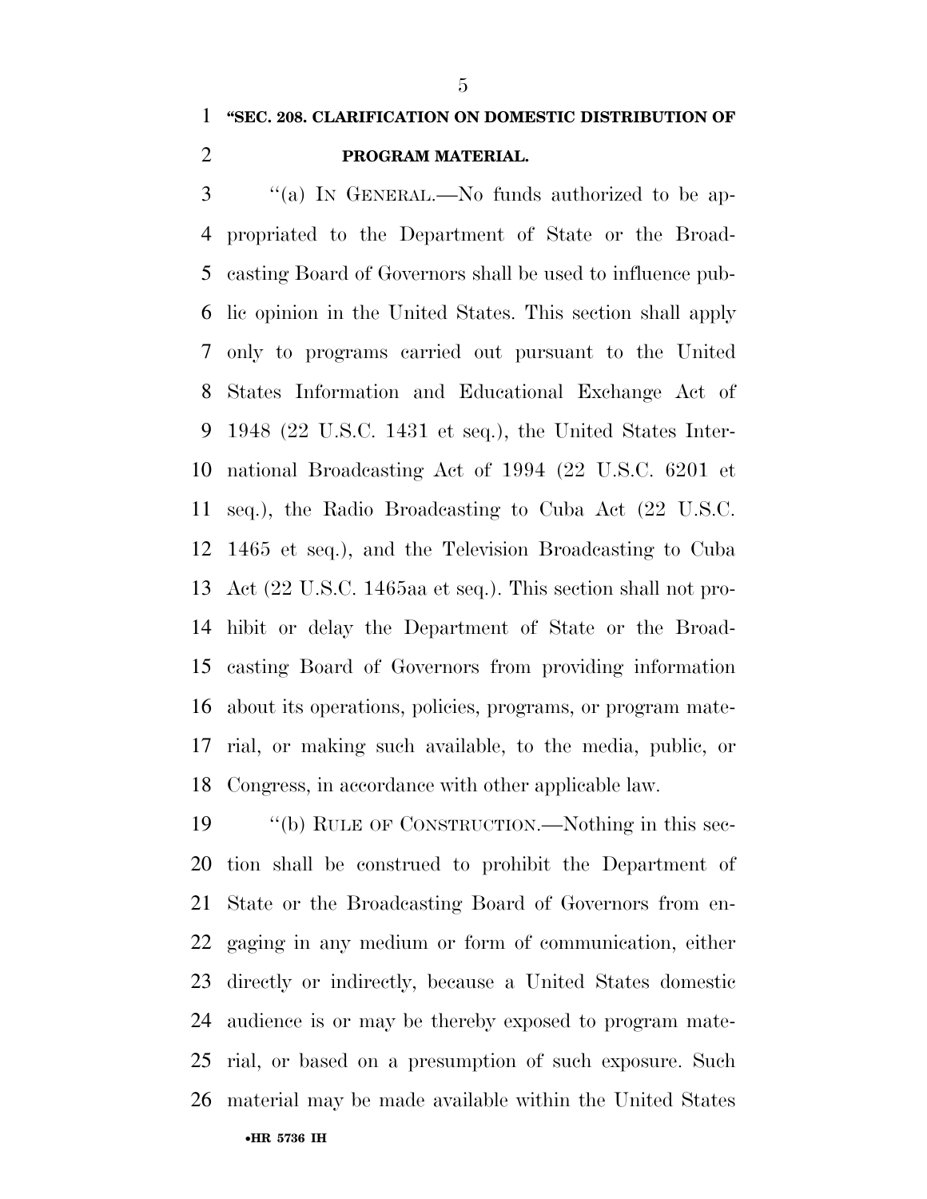**"SEC. 208. CLARIFICATION ON DOMESTIC DISTRIBUTION OF PROGRAM MATERIAL.**

"(a) IN GENERAL.—No funds authorized to be appropriated to the Department of State or the Broadcasting Board of Governors shall be used to influence public opinion in the United States. This section shall apply only to programs carried out pursuant to the United States Information and Educational Exchange Act of 1948 (22 U.S.C. 1431 et seq.), the United States International Broadcasting Act of 1994 (22 U.S.C. 6201 et seq.), the Radio Broadcasting to Cuba Act (22 U.S.C. 1465 et seq.), and the Television Broadcasting to Cuba Act (22 U.S.C. 1465aa et seq.). This section shall not prohibit or delay the Department of State or the Broadcasting Board of Governors from providing information about its operations, policies, programs, or program material, or making such available, to the media, public, or Congress, in accordance with other applicable law.

"(b) RULE OF CONSTRUCTION.—Nothing in this section shall be construed to prohibit the Department of State or the Broadcasting Board of Governors from engaging in any medium or form of communication, either directly or indirectly, because a United States domestic audience is or may be thereby exposed to program material, or based on a presumption of such exposure. Such material may be made available within the United States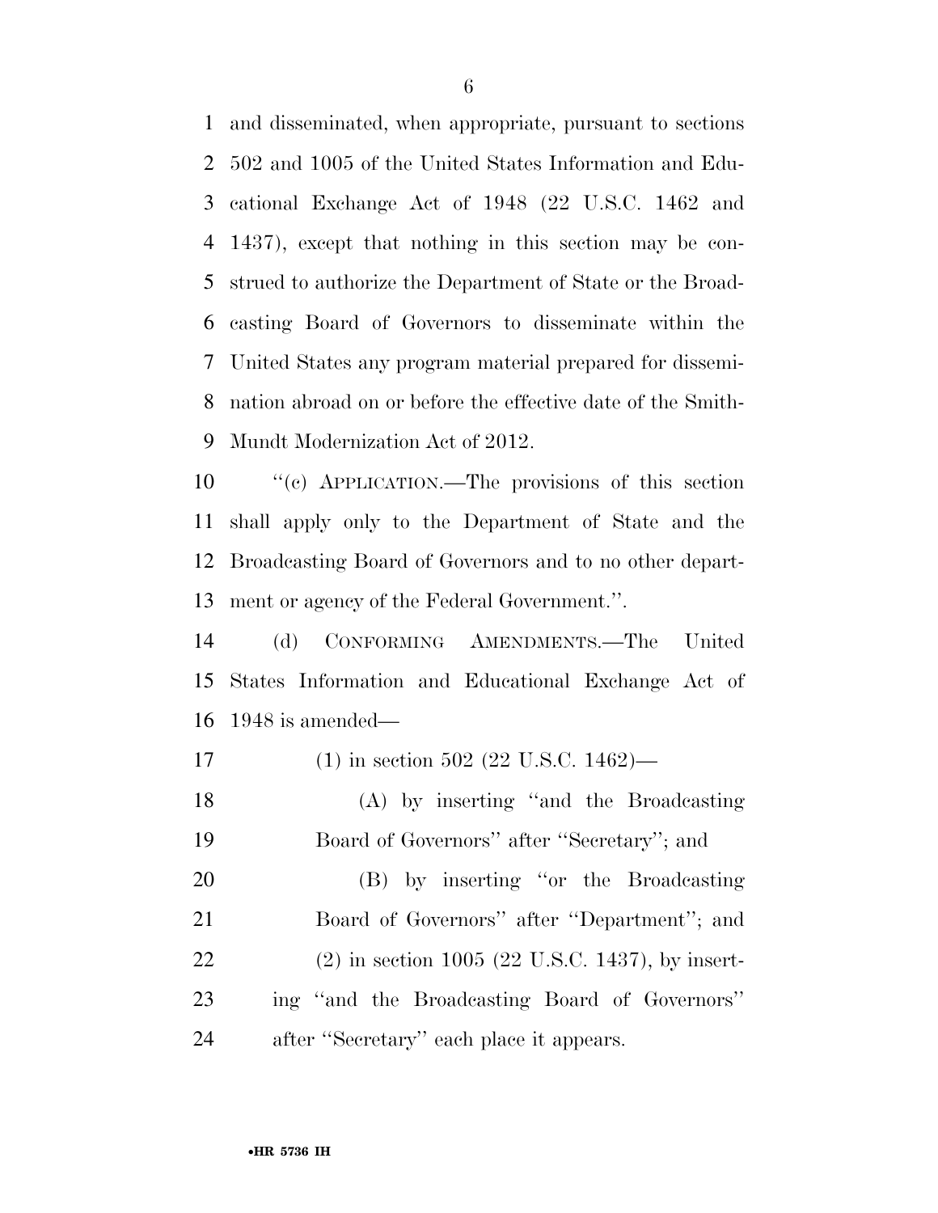and disseminated, when appropriate, pursuant to sections 502 and 1005 of the United States Information and Educational Exchange Act of 1948 (22 U.S.C. 1462 and 1437), except that nothing in this section may be construed to authorize the Department of State or the Broadcasting Board of Governors to disseminate within the United States any program material prepared for dissemination abroad on or before the effective date of the Smith-Mundt Modernization Act of 2012.

''(c) APPLICATION.—The provisions of this section shall apply only to the Department of State and the Broadcasting Board of Governors and to no other department or agency of the Federal Government.''.

(d) CONFORMING AMENDMENTS.—The United States Information and Educational Exchange Act of 1948 is amended—

(1) in section 502 (22 U.S.C. 1462)—

(A) by inserting ''and the Broadcasting Board of Governors'' after ''Secretary''; and

(B) by inserting ''or the Broadcasting Board of Governors'' after ''Department''; and

(2) in section 1005 (22 U.S.C. 1437), by inserting ''and the Broadcasting Board of Governors'' after ''Secretary'' each place it appears.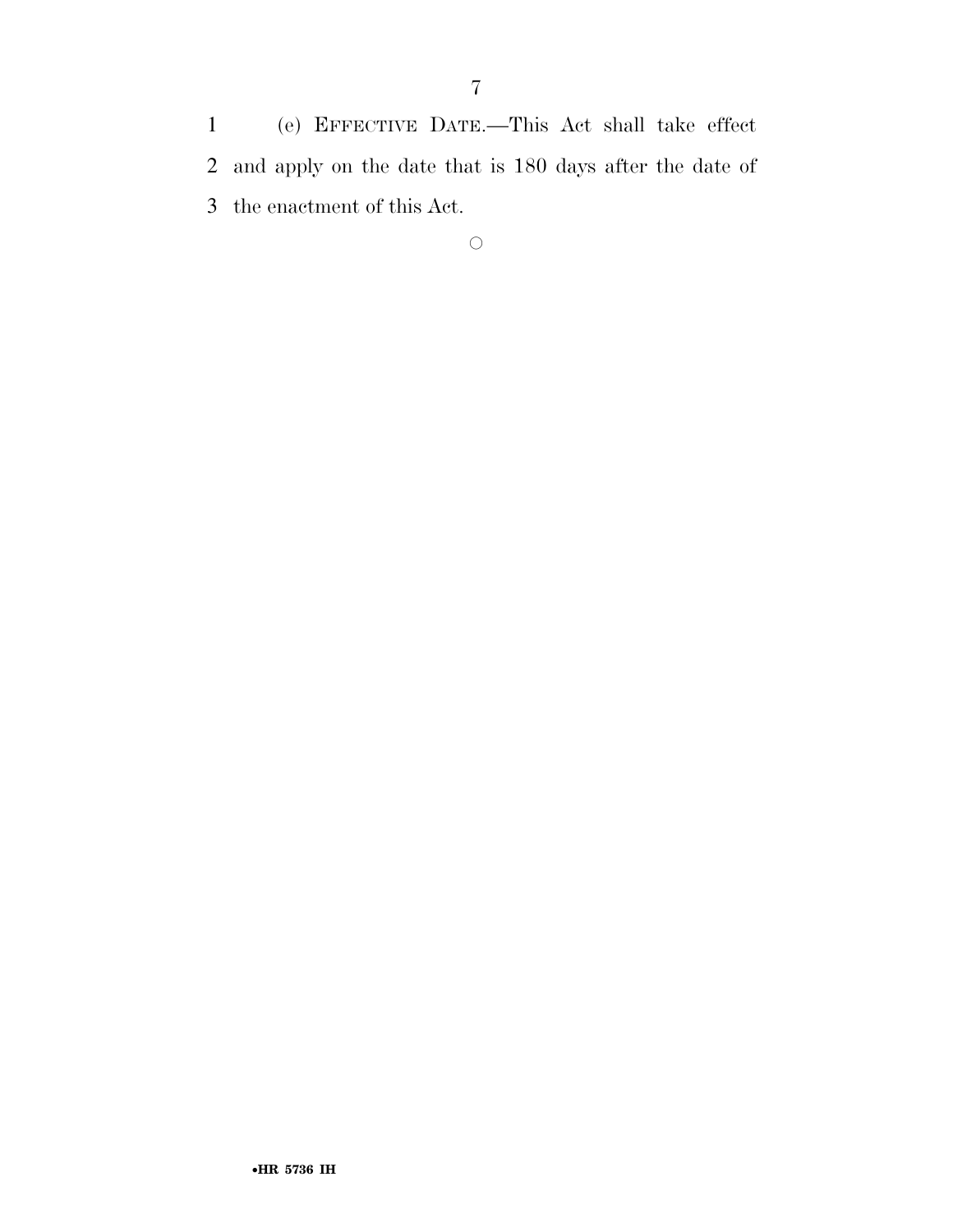(e) EFFECTIVE DATE.—This Act shall take effect and apply on the date that is 180 days after the date of the enactment of this Act.

○